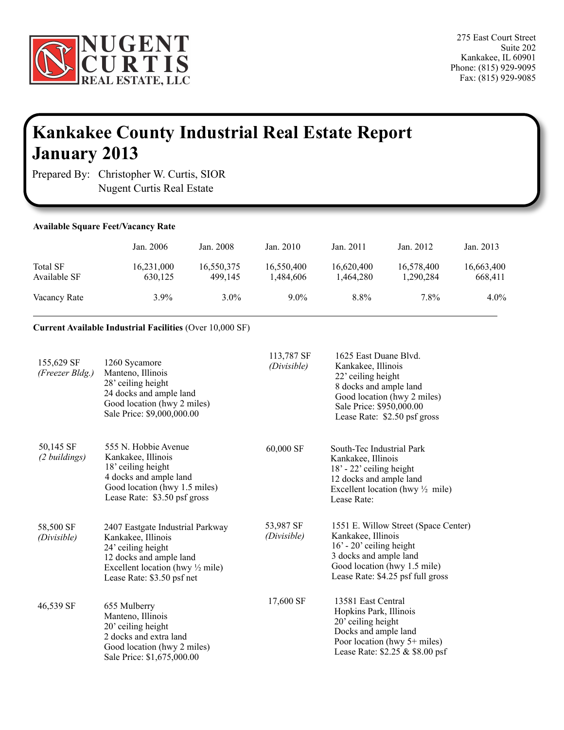**NUGENT CURTIS REAL ESTATE, LLC**

275 East Court Street
Suite 202
Kankakee, IL 60901
Phone: (815) 929-9095
Fax: (815) 929-9085

# Kankakee County Industrial Real Estate Report January 2013

Prepared By: Christopher W. Curtis, SIOR
Nugent Curtis Real Estate

**Available Square Feet/Vacancy Rate**

| | Jan. 2006 | Jan. 2008 | Jan. 2010 | Jan. 2011 | Jan. 2012 | Jan. 2013 |
|---|---|---|---|---|---|---|
| Total SF | 16,231,000 | 16,550,375 | 16,550,400 | 16,620,400 | 16,578,400 | 16,663,400 |
| Available SF | 630,125 | 499,145 | 1,484,606 | 1,464,280 | 1,290,284 | 668,411 |
| Vacancy Rate | 3.9% | 3.0% | 9.0% | 8.8% | 7.8% | 4.0% |

---

**Current Available Industrial Facilities** (Over 10,000 SF)

155,629 SF
*(Freezer Bldg.)*
1260 Sycamore
Manteno, Illinois
28' ceiling height
24 docks and ample land
Good location (hwy 2 miles)
Sale Price: $9,000,000.00

113,787 SF
*(Divisible)*
1625 East Duane Blvd.
Kankakee, Illinois
22' ceiling height
8 docks and ample land
Good location (hwy 2 miles)
Sale Price: $950,000.00
Lease Rate: $2.50 psf gross

50,145 SF
*(2 buildings)*
555 N. Hobbie Avenue
Kankakee, Illinois
18' ceiling height
4 docks and ample land
Good location (hwy 1.5 miles)
Lease Rate: $3.50 psf gross

60,000 SF
South-Tec Industrial Park
Kankakee, Illinois
18' - 22' ceiling height
12 docks and ample land
Excellent location (hwy ½ mile)
Lease Rate:

58,500 SF
*(Divisible)*
2407 Eastgate Industrial Parkway
Kankakee, Illinois
24' ceiling height
12 docks and ample land
Excellent location (hwy ½ mile)
Lease Rate: $3.50 psf net

53,987 SF
*(Divisible)*
1551 E. Willow Street (Space Center)
Kankakee, Illinois
16' - 20' ceiling height
3 docks and ample land
Good location (hwy 1.5 mile)
Lease Rate: $4.25 psf full gross

46,539 SF
655 Mulberry
Manteno, Illinois
20' ceiling height
2 docks and extra land
Good location (hwy 2 miles)
Sale Price: $1,675,000.00

17,600 SF
13581 East Central
Hopkins Park, Illinois
20' ceiling height
Docks and ample land
Poor location (hwy 5+ miles)
Lease Rate: $2.25 & $8.00 psf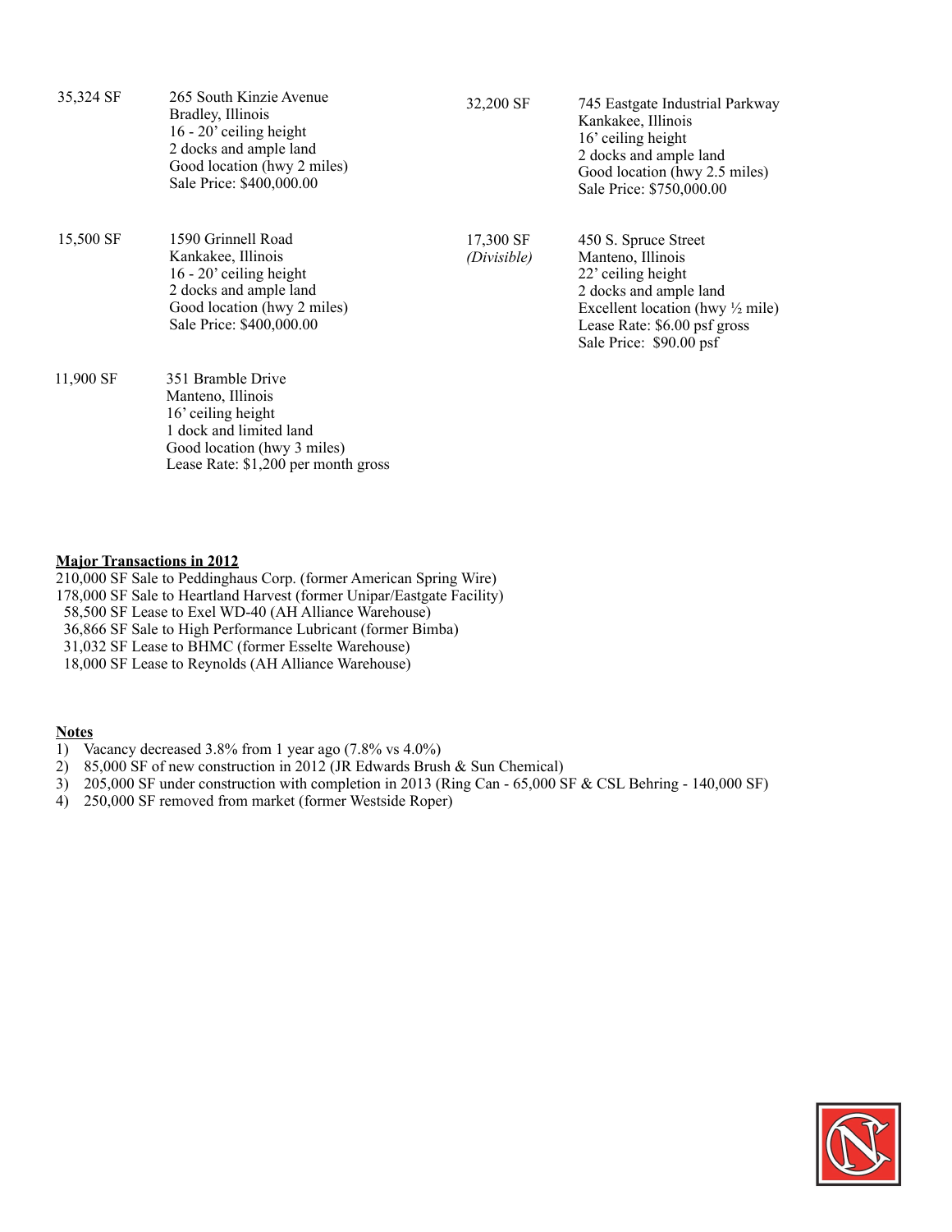| | | | |
|---|---|---|---|
| 35,324 SF | 265 South Kinzie Avenue<br>Bradley, Illinois<br>16 - 20' ceiling height<br>2 docks and ample land<br>Good location (hwy 2 miles)<br>Sale Price: $400,000.00 | 32,200 SF | 745 Eastgate Industrial Parkway<br>Kankakee, Illinois<br>16' ceiling height<br>2 docks and ample land<br>Good location (hwy 2.5 miles)<br>Sale Price: $750,000.00 |
| 15,500 SF | 1590 Grinnell Road<br>Kankakee, Illinois<br>16 - 20' ceiling height<br>2 docks and ample land<br>Good location (hwy 2 miles)<br>Sale Price: $400,000.00 | 17,300 SF<br>*(Divisible)* | 450 S. Spruce Street<br>Manteno, Illinois<br>22' ceiling height<br>2 docks and ample land<br>Excellent location (hwy ½ mile)<br>Lease Rate: $6.00 psf gross<br>Sale Price: $90.00 psf |
| 11,900 SF | 351 Bramble Drive<br>Manteno, Illinois<br>16' ceiling height<br>1 dock and limited land<br>Good location (hwy 3 miles)<br>Lease Rate: $1,200 per month gross | | |

**Major Transactions in 2012**

210,000 SF Sale to Peddinghaus Corp. (former American Spring Wire)
178,000 SF Sale to Heartland Harvest (former Unipar/Eastgate Facility)
58,500 SF Lease to Exel WD-40 (AH Alliance Warehouse)
36,866 SF Sale to High Performance Lubricant (former Bimba)
31,032 SF Lease to BHMC (former Esselte Warehouse)
18,000 SF Lease to Reynolds (AH Alliance Warehouse)

**Notes**

1) Vacancy decreased 3.8% from 1 year ago (7.8% vs 4.0%)
2) 85,000 SF of new construction in 2012 (JR Edwards Brush & Sun Chemical)
3) 205,000 SF under construction with completion in 2013 (Ring Can - 65,000 SF & CSL Behring - 140,000 SF)
4) 250,000 SF removed from market (former Westside Roper)